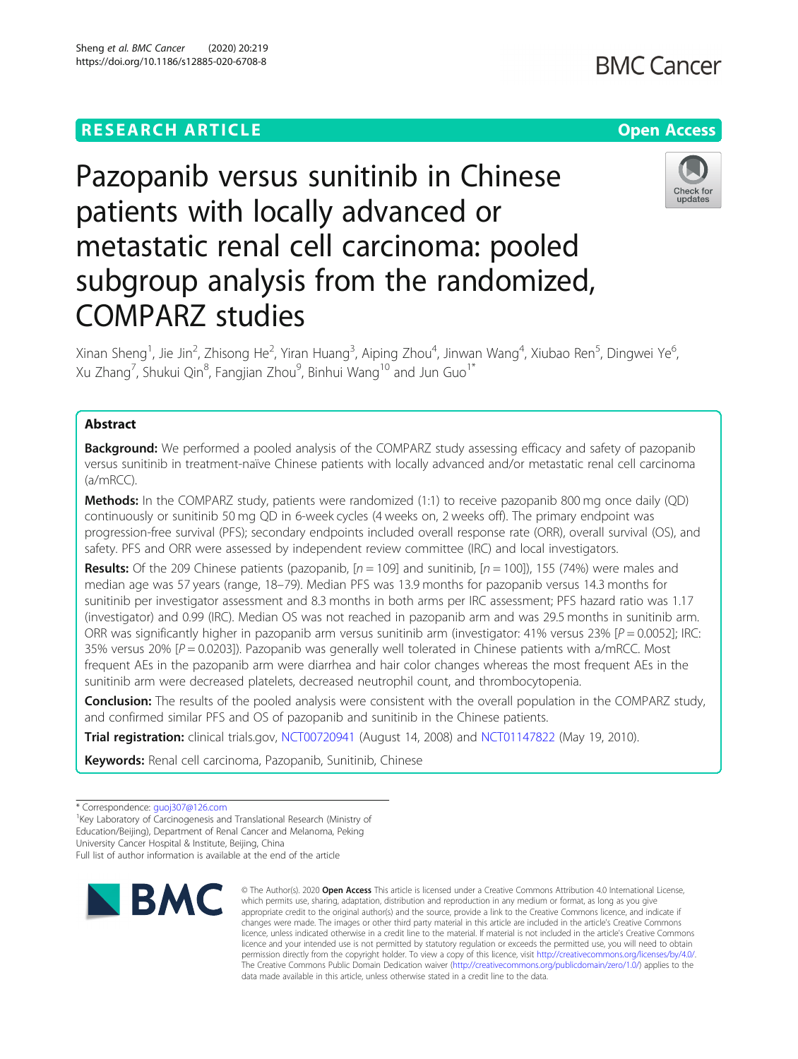RESEARCH ARTICLE

Open Access

# Pazopanib versus sunitinib in Chinese patients with locally advanced or metastatic renal cell carcinoma: pooled subgroup analysis from the randomized, COMPARZ studies

Xinan Sheng[1], Jie Jin[2], Zhisong He[2], Yiran Huang[3], Aiping Zhou[4], Jinwan Wang[4], Xiubao Ren[5], Dingwei Ye[6], Xu Zhang[7], Shukui Qin[8], Fangjian Zhou[9], Binhui Wang[10] and Jun Guo[1*]

## Abstract

**Background:** We performed a pooled analysis of the COMPARZ study assessing efficacy and safety of pazopanib versus sunitinib in treatment-naïve Chinese patients with locally advanced and/or metastatic renal cell carcinoma (a/mRCC).

**Methods:** In the COMPARZ study, patients were randomized (1:1) to receive pazopanib 800 mg once daily (QD) continuously or sunitinib 50 mg QD in 6-week cycles (4 weeks on, 2 weeks off). The primary endpoint was progression-free survival (PFS); secondary endpoints included overall response rate (ORR), overall survival (OS), and safety. PFS and ORR were assessed by independent review committee (IRC) and local investigators.

**Results:** Of the 209 Chinese patients (pazopanib, [$n = 109$] and sunitinib, [$n = 100$]), 155 (74%) were males and median age was 57 years (range, 18–79). Median PFS was 13.9 months for pazopanib versus 14.3 months for sunitinib per investigator assessment and 8.3 months in both arms per IRC assessment; PFS hazard ratio was 1.17 (investigator) and 0.99 (IRC). Median OS was not reached in pazopanib arm and was 29.5 months in sunitinib arm. ORR was significantly higher in pazopanib arm versus sunitinib arm (investigator: 41% versus 23% [$P = 0.0052$]; IRC: 35% versus 20% [$P = 0.0203$]). Pazopanib was generally well tolerated in Chinese patients with a/mRCC. Most frequent AEs in the pazopanib arm were diarrhea and hair color changes whereas the most frequent AEs in the sunitinib arm were decreased platelets, decreased neutrophil count, and thrombocytopenia.

**Conclusion:** The results of the pooled analysis were consistent with the overall population in the COMPARZ study, and confirmed similar PFS and OS of pazopanib and sunitinib in the Chinese patients.

**Trial registration:** clinical trials.gov, NCT00720941 (August 14, 2008) and NCT01147822 (May 19, 2010).

**Keywords:** Renal cell carcinoma, Pazopanib, Sunitinib, Chinese

---

\* Correspondence: guoj307@126.com

[1]Key Laboratory of Carcinogenesis and Translational Research (Ministry of Education/Beijing), Department of Renal Cancer and Melanoma, Peking University Cancer Hospital & Institute, Beijing, China

Full list of author information is available at the end of the article

© The Author(s). 2020 **Open Access** This article is licensed under a Creative Commons Attribution 4.0 International License, which permits use, sharing, adaptation, distribution and reproduction in any medium or format, as long as you give appropriate credit to the original author(s) and the source, provide a link to the Creative Commons licence, and indicate if changes were made. The images or other third party material in this article are included in the article's Creative Commons licence, unless indicated otherwise in a credit line to the material. If material is not included in the article's Creative Commons licence and your intended use is not permitted by statutory regulation or exceeds the permitted use, you will need to obtain permission directly from the copyright holder. To view a copy of this licence, visit http://creativecommons.org/licenses/by/4.0/. The Creative Commons Public Domain Dedication waiver (http://creativecommons.org/publicdomain/zero/1.0/) applies to the data made available in this article, unless otherwise stated in a credit line to the data.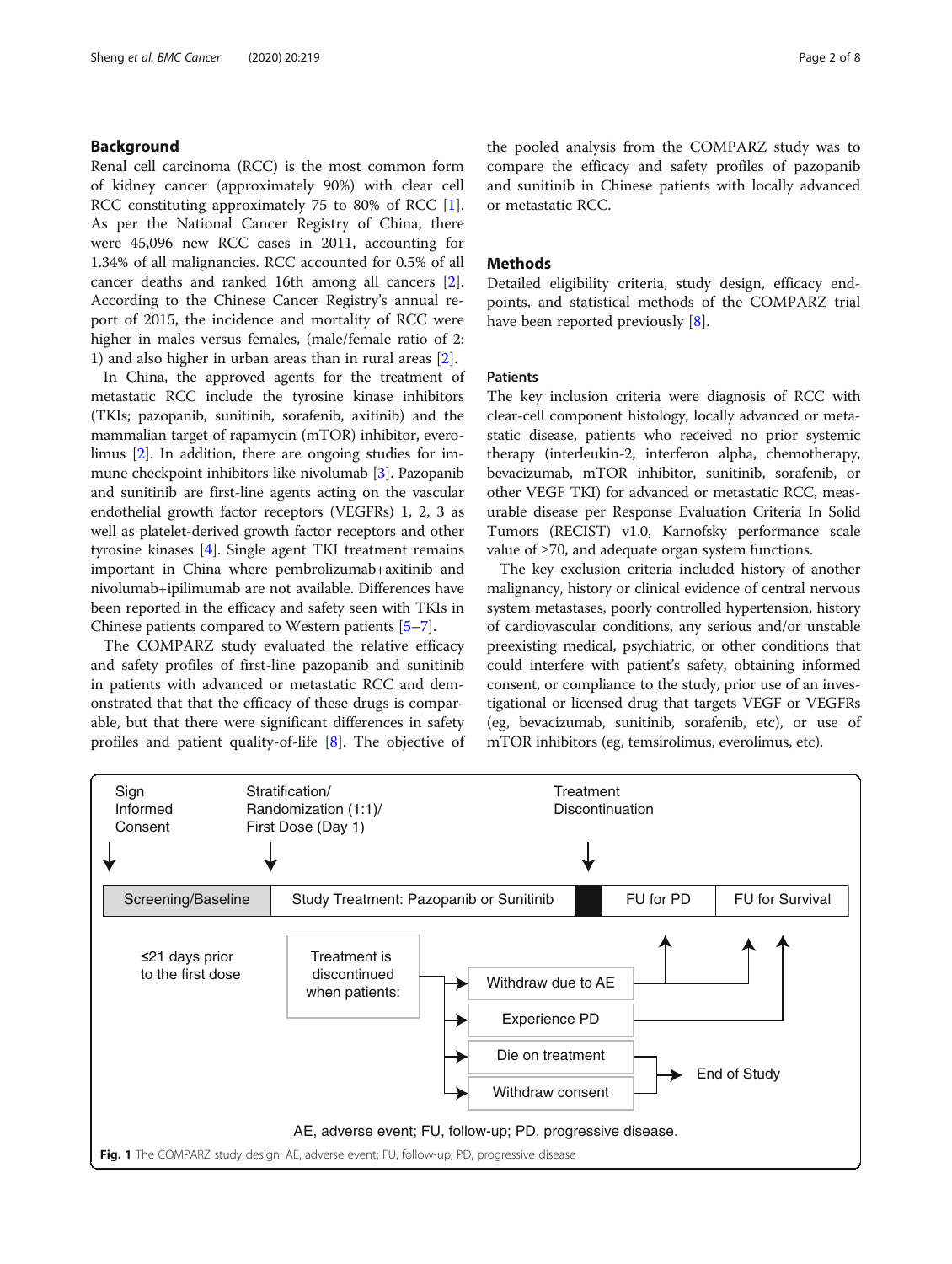## Background

Renal cell carcinoma (RCC) is the most common form of kidney cancer (approximately 90%) with clear cell RCC constituting approximately 75 to 80% of RCC [1]. As per the National Cancer Registry of China, there were 45,096 new RCC cases in 2011, accounting for 1.34% of all malignancies. RCC accounted for 0.5% of all cancer deaths and ranked 16th among all cancers [2]. According to the Chinese Cancer Registry's annual report of 2015, the incidence and mortality of RCC were higher in males versus females, (male/female ratio of 2: 1) and also higher in urban areas than in rural areas [2].

In China, the approved agents for the treatment of metastatic RCC include the tyrosine kinase inhibitors (TKIs; pazopanib, sunitinib, sorafenib, axitinib) and the mammalian target of rapamycin (mTOR) inhibitor, everolimus [2]. In addition, there are ongoing studies for immune checkpoint inhibitors like nivolumab [3]. Pazopanib and sunitinib are first-line agents acting on the vascular endothelial growth factor receptors (VEGFRs) 1, 2, 3 as well as platelet-derived growth factor receptors and other tyrosine kinases [4]. Single agent TKI treatment remains important in China where pembrolizumab+axitinib and nivolumab+ipilimumab are not available. Differences have been reported in the efficacy and safety seen with TKIs in Chinese patients compared to Western patients [5–7].

The COMPARZ study evaluated the relative efficacy and safety profiles of first-line pazopanib and sunitinib in patients with advanced or metastatic RCC and demonstrated that that the efficacy of these drugs is comparable, but that there were significant differences in safety profiles and patient quality-of-life [8]. The objective of the pooled analysis from the COMPARZ study was to compare the efficacy and safety profiles of pazopanib and sunitinib in Chinese patients with locally advanced or metastatic RCC.

## Methods

Detailed eligibility criteria, study design, efficacy endpoints, and statistical methods of the COMPARZ trial have been reported previously [8].

### Patients

The key inclusion criteria were diagnosis of RCC with clear-cell component histology, locally advanced or metastatic disease, patients who received no prior systemic therapy (interleukin-2, interferon alpha, chemotherapy, bevacizumab, mTOR inhibitor, sunitinib, sorafenib, or other VEGF TKI) for advanced or metastatic RCC, measurable disease per Response Evaluation Criteria In Solid Tumors (RECIST) v1.0, Karnofsky performance scale value of ≥70, and adequate organ system functions.

The key exclusion criteria included history of another malignancy, history or clinical evidence of central nervous system metastases, poorly controlled hypertension, history of cardiovascular conditions, any serious and/or unstable preexisting medical, psychiatric, or other conditions that could interfere with patient's safety, obtaining informed consent, or compliance to the study, prior use of an investigational or licensed drug that targets VEGF or VEGFRs (eg, bevacizumab, sunitinib, sorafenib, etc), or use of mTOR inhibitors (eg, temsirolimus, everolimus, etc).

Sign Informed Consent → Screening/Baseline (≤21 days prior to the first dose)

Stratification/ Randomization (1:1)/ First Dose (Day 1) → Study Treatment: Pazopanib or Sunitinib

Treatment Discontinuation → FU for PD → FU for Survival

Treatment is discontinued when patients:
- Withdraw due to AE
- Experience PD
- Die on treatment
- Withdraw consent

End of Study

AE, adverse event; FU, follow-up; PD, progressive disease.

**Fig. 1** The COMPARZ study design. AE, adverse event; FU, follow-up; PD, progressive disease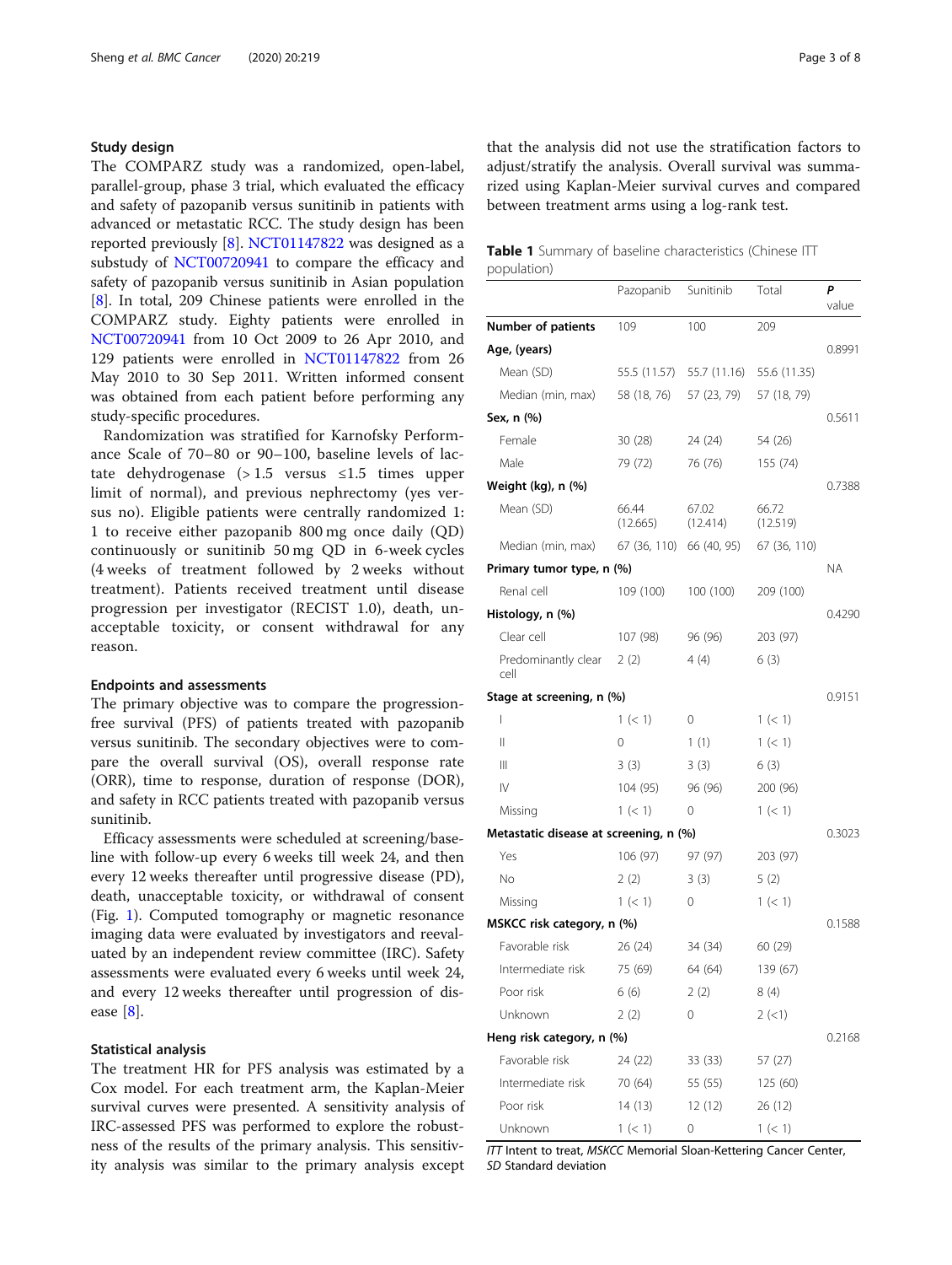### Study design

The COMPARZ study was a randomized, open-label, parallel-group, phase 3 trial, which evaluated the efficacy and safety of pazopanib versus sunitinib in patients with advanced or metastatic RCC. The study design has been reported previously [8]. NCT01147822 was designed as a substudy of NCT00720941 to compare the efficacy and safety of pazopanib versus sunitinib in Asian population [8]. In total, 209 Chinese patients were enrolled in the COMPARZ study. Eighty patients were enrolled in NCT00720941 from 10 Oct 2009 to 26 Apr 2010, and 129 patients were enrolled in NCT01147822 from 26 May 2010 to 30 Sep 2011. Written informed consent was obtained from each patient before performing any study-specific procedures.

Randomization was stratified for Karnofsky Performance Scale of 70–80 or 90–100, baseline levels of lactate dehydrogenase (> 1.5 versus ≤1.5 times upper limit of normal), and previous nephrectomy (yes versus no). Eligible patients were centrally randomized 1: 1 to receive either pazopanib 800 mg once daily (QD) continuously or sunitinib 50 mg QD in 6-week cycles (4 weeks of treatment followed by 2 weeks without treatment). Patients received treatment until disease progression per investigator (RECIST 1.0), death, unacceptable toxicity, or consent withdrawal for any reason.

### Endpoints and assessments

The primary objective was to compare the progression-free survival (PFS) of patients treated with pazopanib versus sunitinib. The secondary objectives were to compare the overall survival (OS), overall response rate (ORR), time to response, duration of response (DOR), and safety in RCC patients treated with pazopanib versus sunitinib.

Efficacy assessments were scheduled at screening/baseline with follow-up every 6 weeks till week 24, and then every 12 weeks thereafter until progressive disease (PD), death, unacceptable toxicity, or withdrawal of consent (Fig. 1). Computed tomography or magnetic resonance imaging data were evaluated by investigators and reevaluated by an independent review committee (IRC). Safety assessments were evaluated every 6 weeks until week 24, and every 12 weeks thereafter until progression of disease [8].

### Statistical analysis

The treatment HR for PFS analysis was estimated by a Cox model. For each treatment arm, the Kaplan-Meier survival curves were presented. A sensitivity analysis of IRC-assessed PFS was performed to explore the robustness of the results of the primary analysis. This sensitivity analysis was similar to the primary analysis except that the analysis did not use the stratification factors to adjust/stratify the analysis. Overall survival was summarized using Kaplan-Meier survival curves and compared between treatment arms using a log-rank test.

**Table 1** Summary of baseline characteristics (Chinese ITT population)

| | Pazopanib | Sunitinib | Total | *P* value |
|---|---|---|---|---|
| **Number of patients** | 109 | 100 | 209 | |
| **Age, (years)** | | | | 0.8991 |
| Mean (SD) | 55.5 (11.57) | 55.7 (11.16) | 55.6 (11.35) | |
| Median (min, max) | 58 (18, 76) | 57 (23, 79) | 57 (18, 79) | |
| **Sex, n (%)** | | | | 0.5611 |
| Female | 30 (28) | 24 (24) | 54 (26) | |
| Male | 79 (72) | 76 (76) | 155 (74) | |
| **Weight (kg), n (%)** | | | | 0.7388 |
| Mean (SD) | 66.44 (12.665) | 67.02 (12.414) | 66.72 (12.519) | |
| Median (min, max) | 67 (36, 110) | 66 (40, 95) | 67 (36, 110) | |
| **Primary tumor type, n (%)** | | | | NA |
| Renal cell | 109 (100) | 100 (100) | 209 (100) | |
| **Histology, n (%)** | | | | 0.4290 |
| Clear cell | 107 (98) | 96 (96) | 203 (97) | |
| Predominantly clear cell | 2 (2) | 4 (4) | 6 (3) | |
| **Stage at screening, n (%)** | | | | 0.9151 |
| I | 1 (< 1) | 0 | 1 (< 1) | |
| II | 0 | 1 (1) | 1 (< 1) | |
| III | 3 (3) | 3 (3) | 6 (3) | |
| IV | 104 (95) | 96 (96) | 200 (96) | |
| Missing | 1 (< 1) | 0 | 1 (< 1) | |
| **Metastatic disease at screening, n (%)** | | | | 0.3023 |
| Yes | 106 (97) | 97 (97) | 203 (97) | |
| No | 2 (2) | 3 (3) | 5 (2) | |
| Missing | 1 (< 1) | 0 | 1 (< 1) | |
| **MSKCC risk category, n (%)** | | | | 0.1588 |
| Favorable risk | 26 (24) | 34 (34) | 60 (29) | |
| Intermediate risk | 75 (69) | 64 (64) | 139 (67) | |
| Poor risk | 6 (6) | 2 (2) | 8 (4) | |
| Unknown | 2 (2) | 0 | 2 (<1) | |
| **Heng risk category, n (%)** | | | | 0.2168 |
| Favorable risk | 24 (22) | 33 (33) | 57 (27) | |
| Intermediate risk | 70 (64) | 55 (55) | 125 (60) | |
| Poor risk | 14 (13) | 12 (12) | 26 (12) | |
| Unknown | 1 (< 1) | 0 | 1 (< 1) | |

*ITT* Intent to treat, *MSKCC* Memorial Sloan-Kettering Cancer Center, *SD* Standard deviation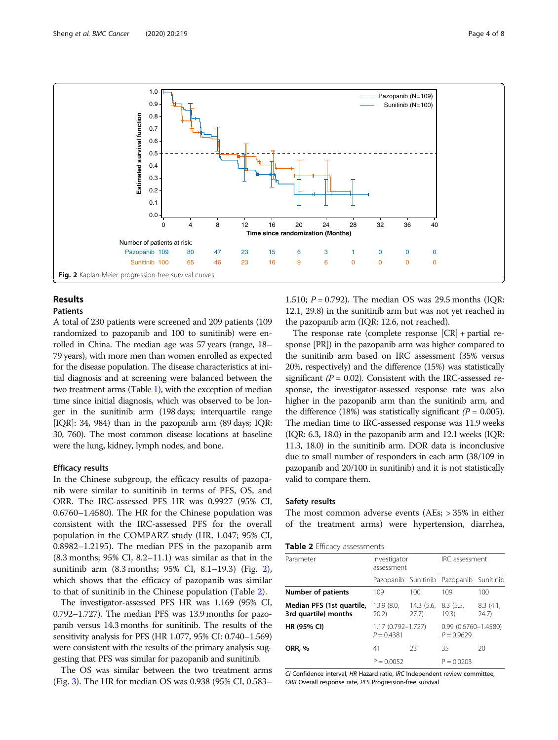Fig. 2 Kaplan-Meier progression-free survival curves

## Results

### Patients

A total of 230 patients were screened and 209 patients (109 randomized to pazopanib and 100 to sunitinib) were enrolled in China. The median age was 57 years (range, 18–79 years), with more men than women enrolled as expected for the disease population. The disease characteristics at initial diagnosis and at screening were balanced between the two treatment arms (Table 1), with the exception of median time since initial diagnosis, which was observed to be longer in the sunitinib arm (198 days; interquartile range [IQR]: 34, 984) than in the pazopanib arm (89 days; IQR: 30, 760). The most common disease locations at baseline were the lung, kidney, lymph nodes, and bone.

### Efficacy results

In the Chinese subgroup, the efficacy results of pazopanib were similar to sunitinib in terms of PFS, OS, and ORR. The IRC-assessed PFS HR was 0.9927 (95% CI, 0.6760–1.4580). The HR for the Chinese population was consistent with the IRC-assessed PFS for the overall population in the COMPARZ study (HR, 1.047; 95% CI, 0.8982–1.2195). The median PFS in the pazopanib arm (8.3 months; 95% CI, 8.2–11.1) was similar as that in the sunitinib arm (8.3 months; 95% CI, 8.1–19.3) (Fig. 2), which shows that the efficacy of pazopanib was similar to that of sunitinib in the Chinese population (Table 2).

The investigator-assessed PFS HR was 1.169 (95% CI, 0.792–1.727). The median PFS was 13.9 months for pazopanib versus 14.3 months for sunitinib. The results of the sensitivity analysis for PFS (HR 1.077, 95% CI: 0.740–1.569) were consistent with the results of the primary analysis suggesting that PFS was similar for pazopanib and sunitinib.

The OS was similar between the two treatment arms (Fig. 3). The HR for median OS was 0.938 (95% CI, 0.583–1.510; $P = 0.792$). The median OS was 29.5 months (IQR: 12.1, 29.8) in the sunitinib arm but was not yet reached in the pazopanib arm (IQR: 12.6, not reached).

The response rate (complete response [CR] + partial response [PR]) in the pazopanib arm was higher compared to the sunitinib arm based on IRC assessment (35% versus 20%, respectively) and the difference (15%) was statistically significant ($P = 0.02$). Consistent with the IRC-assessed response, the investigator-assessed response rate was also higher in the pazopanib arm than the sunitinib arm, and the difference (18%) was statistically significant ($P = 0.005$). The median time to IRC-assessed response was 11.9 weeks (IQR: 6.3, 18.0) in the pazopanib arm and 12.1 weeks (IQR: 11.3, 18.0) in the sunitinib arm. DOR data is inconclusive due to small number of responders in each arm (38/109 in pazopanib and 20/100 in sunitinib) and it is not statistically valid to compare them.

### Safety results

The most common adverse events (AEs; > 35% in either of the treatment arms) were hypertension, diarrhea,

**Table 2** Efficacy assessments

| Parameter | Investigator assessment | | IRC assessment | |
|---|---|---|---|---|
| | Pazopanib | Sunitinib | Pazopanib | Sunitinib |
| **Number of patients** | 109 | 100 | 109 | 100 |
| **Median PFS (1st quartile, 3rd quartile) months** | 13.9 (8.0, 20.2) | 14.3 (5.6, 27.7) | 8.3 (5.5, 19.3) | 8.3 (4.1, 24.7) |
| **HR (95% CI)** | 1.17 (0.792–1.727) P = 0.4381 | | 0.99 (0.6760–1.4580) P = 0.9629 | |
| **ORR, %** | 41 | 23 | 35 | 20 |
| | P = 0.0052 | | P = 0.0203 | |

*CI* Confidence interval, *HR* Hazard ratio, *IRC* Independent review committee, *ORR* Overall response rate, *PFS* Progression-free survival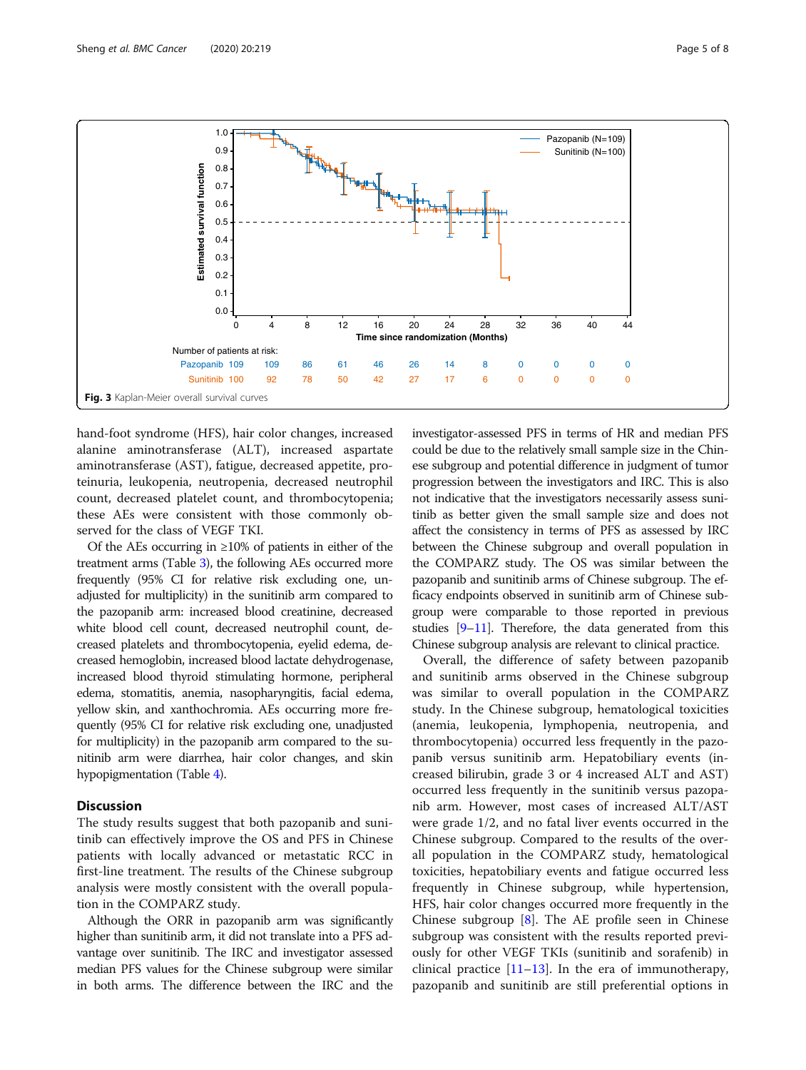1.0
0.9
0.8
0.7
0.6
0.5
0.4
0.3
0.2
0.1
0.0

Estimated survival function

0 4 8 12 16 20 24 28 32 36 40 44

Time since randomization (Months)

Pazopanib (N=109)
Sunitinib (N=100)

Number of patients at risk:

Pazopanib 109 109 86 61 46 26 14 8 0 0 0 0

Sunitinib 100 92 78 50 42 27 17 6 0 0 0 0

**Fig. 3** Kaplan-Meier overall survival curves

hand-foot syndrome (HFS), hair color changes, increased alanine aminotransferase (ALT), increased aspartate aminotransferase (AST), fatigue, decreased appetite, proteinuria, leukopenia, neutropenia, decreased neutrophil count, decreased platelet count, and thrombocytopenia; these AEs were consistent with those commonly observed for the class of VEGF TKI.

Of the AEs occurring in ≥10% of patients in either of the treatment arms (Table 3), the following AEs occurred more frequently (95% CI for relative risk excluding one, unadjusted for multiplicity) in the sunitinib arm compared to the pazopanib arm: increased blood creatinine, decreased white blood cell count, decreased neutrophil count, decreased platelets and thrombocytopenia, eyelid edema, decreased hemoglobin, increased blood lactate dehydrogenase, increased blood thyroid stimulating hormone, peripheral edema, stomatitis, anemia, nasopharyngitis, facial edema, yellow skin, and xanthochromia. AEs occurring more frequently (95% CI for relative risk excluding one, unadjusted for multiplicity) in the pazopanib arm compared to the sunitinib arm were diarrhea, hair color changes, and skin hypopigmentation (Table 4).

## Discussion

The study results suggest that both pazopanib and sunitinib can effectively improve the OS and PFS in Chinese patients with locally advanced or metastatic RCC in first-line treatment. The results of the Chinese subgroup analysis were mostly consistent with the overall population in the COMPARZ study.

Although the ORR in pazopanib arm was significantly higher than sunitinib arm, it did not translate into a PFS advantage over sunitinib. The IRC and investigator assessed median PFS values for the Chinese subgroup were similar in both arms. The difference between the IRC and the investigator-assessed PFS in terms of HR and median PFS could be due to the relatively small sample size in the Chinese subgroup and potential difference in judgment of tumor progression between the investigators and IRC. This is also not indicative that the investigators necessarily assess sunitinib as better given the small sample size and does not affect the consistency in terms of PFS as assessed by IRC between the Chinese subgroup and overall population in the COMPARZ study. The OS was similar between the pazopanib and sunitinib arms of Chinese subgroup. The efficacy endpoints observed in sunitinib arm of Chinese subgroup were comparable to those reported in previous studies [9–11]. Therefore, the data generated from this Chinese subgroup analysis are relevant to clinical practice.

Overall, the difference of safety between pazopanib and sunitinib arms observed in the Chinese subgroup was similar to overall population in the COMPARZ study. In the Chinese subgroup, hematological toxicities (anemia, leukopenia, lymphopenia, neutropenia, and thrombocytopenia) occurred less frequently in the pazopanib versus sunitinib arm. Hepatobiliary events (increased bilirubin, grade 3 or 4 increased ALT and AST) occurred less frequently in the sunitinib versus pazopanib arm. However, most cases of increased ALT/AST were grade 1/2, and no fatal liver events occurred in the Chinese subgroup. Compared to the results of the overall population in the COMPARZ study, hematological toxicities, hepatobiliary events and fatigue occurred less frequently in Chinese subgroup, while hypertension, HFS, hair color changes occurred more frequently in the Chinese subgroup [8]. The AE profile seen in Chinese subgroup was consistent with the results reported previously for other VEGF TKIs (sunitinib and sorafenib) in clinical practice [11–13]. In the era of immunotherapy, pazopanib and sunitinib are still preferential options in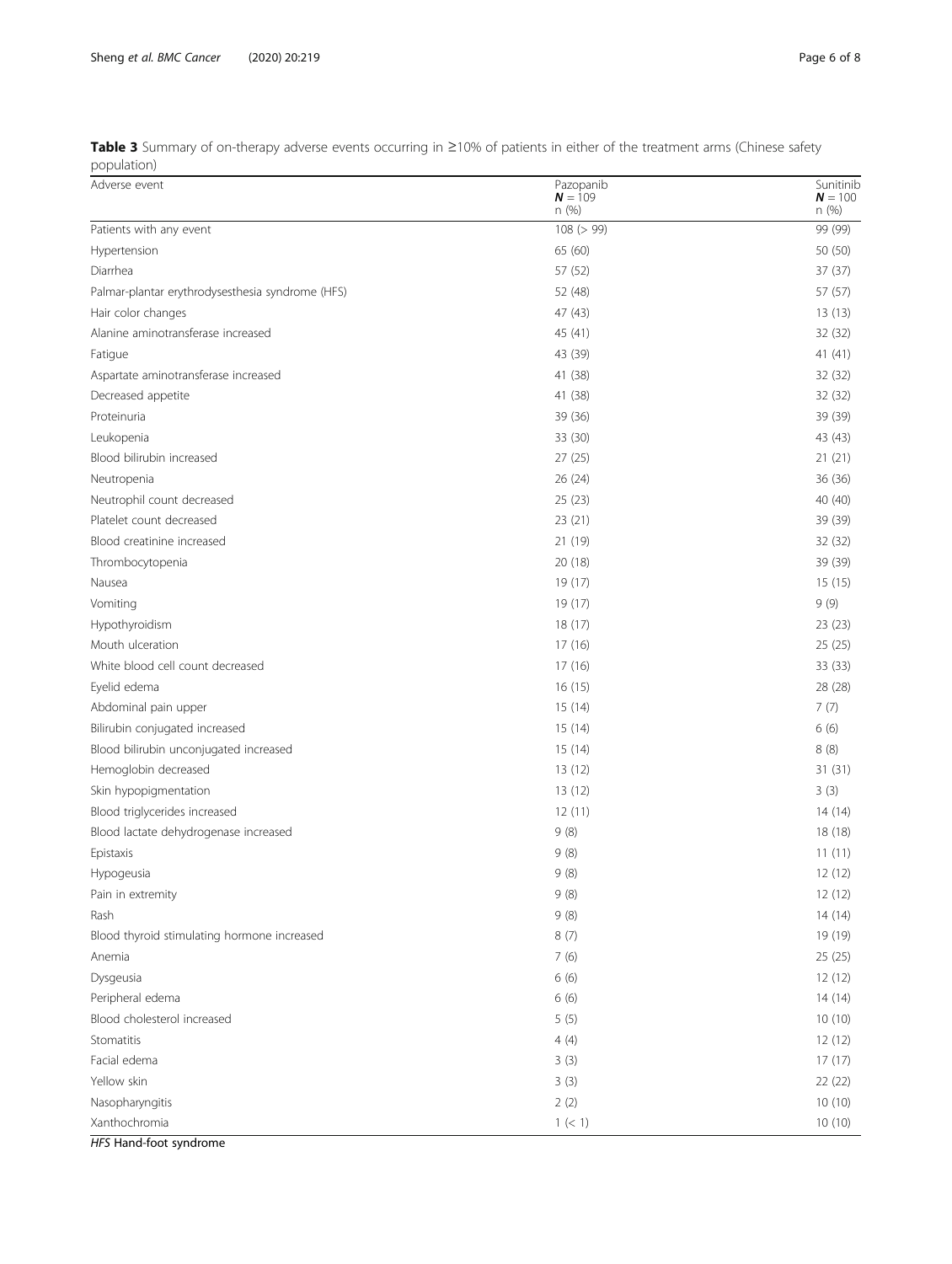**Table 3** Summary of on-therapy adverse events occurring in ≥10% of patients in either of the treatment arms (Chinese safety population)

| Adverse event | Pazopanib **N** = 109 n (%) | Sunitinib **N** = 100 n (%) |
|---|---|---|
| Patients with any event | 108 (> 99) | 99 (99) |
| Hypertension | 65 (60) | 50 (50) |
| Diarrhea | 57 (52) | 37 (37) |
| Palmar-plantar erythrodysesthesia syndrome (HFS) | 52 (48) | 57 (57) |
| Hair color changes | 47 (43) | 13 (13) |
| Alanine aminotransferase increased | 45 (41) | 32 (32) |
| Fatigue | 43 (39) | 41 (41) |
| Aspartate aminotransferase increased | 41 (38) | 32 (32) |
| Decreased appetite | 41 (38) | 32 (32) |
| Proteinuria | 39 (36) | 39 (39) |
| Leukopenia | 33 (30) | 43 (43) |
| Blood bilirubin increased | 27 (25) | 21 (21) |
| Neutropenia | 26 (24) | 36 (36) |
| Neutrophil count decreased | 25 (23) | 40 (40) |
| Platelet count decreased | 23 (21) | 39 (39) |
| Blood creatinine increased | 21 (19) | 32 (32) |
| Thrombocytopenia | 20 (18) | 39 (39) |
| Nausea | 19 (17) | 15 (15) |
| Vomiting | 19 (17) | 9 (9) |
| Hypothyroidism | 18 (17) | 23 (23) |
| Mouth ulceration | 17 (16) | 25 (25) |
| White blood cell count decreased | 17 (16) | 33 (33) |
| Eyelid edema | 16 (15) | 28 (28) |
| Abdominal pain upper | 15 (14) | 7 (7) |
| Bilirubin conjugated increased | 15 (14) | 6 (6) |
| Blood bilirubin unconjugated increased | 15 (14) | 8 (8) |
| Hemoglobin decreased | 13 (12) | 31 (31) |
| Skin hypopigmentation | 13 (12) | 3 (3) |
| Blood triglycerides increased | 12 (11) | 14 (14) |
| Blood lactate dehydrogenase increased | 9 (8) | 18 (18) |
| Epistaxis | 9 (8) | 11 (11) |
| Hypogeusia | 9 (8) | 12 (12) |
| Pain in extremity | 9 (8) | 12 (12) |
| Rash | 9 (8) | 14 (14) |
| Blood thyroid stimulating hormone increased | 8 (7) | 19 (19) |
| Anemia | 7 (6) | 25 (25) |
| Dysgeusia | 6 (6) | 12 (12) |
| Peripheral edema | 6 (6) | 14 (14) |
| Blood cholesterol increased | 5 (5) | 10 (10) |
| Stomatitis | 4 (4) | 12 (12) |
| Facial edema | 3 (3) | 17 (17) |
| Yellow skin | 3 (3) | 22 (22) |
| Nasopharyngitis | 2 (2) | 10 (10) |
| Xanthochromia | 1 (< 1) | 10 (10) |

*HFS* Hand-foot syndrome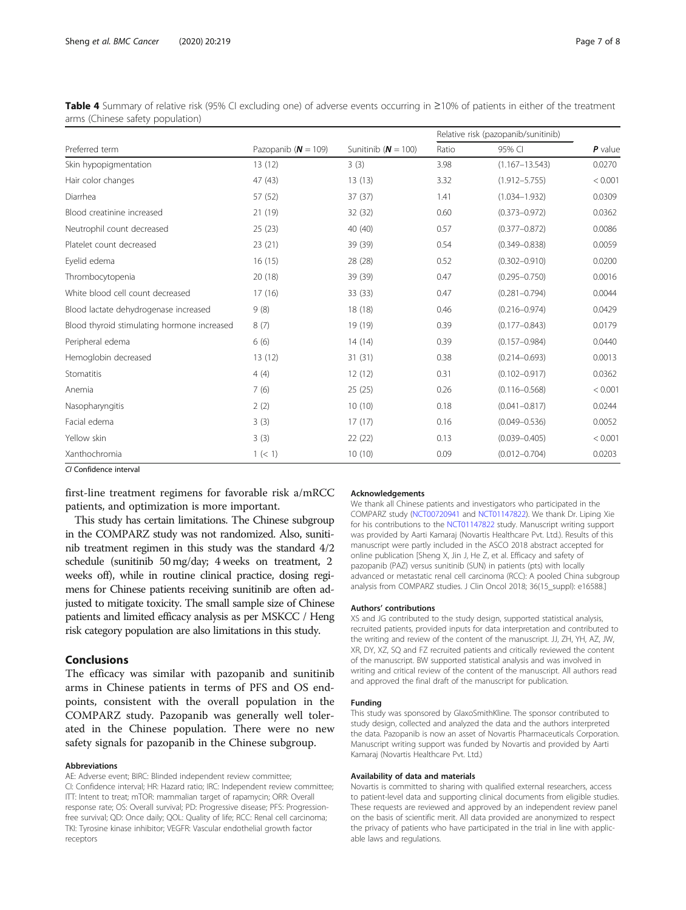**Table 4** Summary of relative risk (95% CI excluding one) of adverse events occurring in ≥10% of patients in either of the treatment arms (Chinese safety population)

| Preferred term | Pazopanib (***N*** = 109) | Sunitinib (***N*** = 100) | Relative risk (pazopanib/sunitinib) | | ***P*** value |
|---|---|---|---|---|---|
| | | | Ratio | 95% CI | |
| Skin hypopigmentation | 13 (12) | 3 (3) | 3.98 | (1.167–13.543) | 0.0270 |
| Hair color changes | 47 (43) | 13 (13) | 3.32 | (1.912–5.755) | < 0.001 |
| Diarrhea | 57 (52) | 37 (37) | 1.41 | (1.034–1.932) | 0.0309 |
| Blood creatinine increased | 21 (19) | 32 (32) | 0.60 | (0.373–0.972) | 0.0362 |
| Neutrophil count decreased | 25 (23) | 40 (40) | 0.57 | (0.377–0.872) | 0.0086 |
| Platelet count decreased | 23 (21) | 39 (39) | 0.54 | (0.349–0.838) | 0.0059 |
| Eyelid edema | 16 (15) | 28 (28) | 0.52 | (0.302–0.910) | 0.0200 |
| Thrombocytopenia | 20 (18) | 39 (39) | 0.47 | (0.295–0.750) | 0.0016 |
| White blood cell count decreased | 17 (16) | 33 (33) | 0.47 | (0.281–0.794) | 0.0044 |
| Blood lactate dehydrogenase increased | 9 (8) | 18 (18) | 0.46 | (0.216–0.974) | 0.0429 |
| Blood thyroid stimulating hormone increased | 8 (7) | 19 (19) | 0.39 | (0.177–0.843) | 0.0179 |
| Peripheral edema | 6 (6) | 14 (14) | 0.39 | (0.157–0.984) | 0.0440 |
| Hemoglobin decreased | 13 (12) | 31 (31) | 0.38 | (0.214–0.693) | 0.0013 |
| Stomatitis | 4 (4) | 12 (12) | 0.31 | (0.102–0.917) | 0.0362 |
| Anemia | 7 (6) | 25 (25) | 0.26 | (0.116–0.568) | < 0.001 |
| Nasopharyngitis | 2 (2) | 10 (10) | 0.18 | (0.041–0.817) | 0.0244 |
| Facial edema | 3 (3) | 17 (17) | 0.16 | (0.049–0.536) | 0.0052 |
| Yellow skin | 3 (3) | 22 (22) | 0.13 | (0.039–0.405) | < 0.001 |
| Xanthochromia | 1 (< 1) | 10 (10) | 0.09 | (0.012–0.704) | 0.0203 |

*CI* Confidence interval

first-line treatment regimens for favorable risk a/mRCC patients, and optimization is more important.

This study has certain limitations. The Chinese subgroup in the COMPARZ study was not randomized. Also, sunitinib treatment regimen in this study was the standard 4/2 schedule (sunitinib 50 mg/day; 4 weeks on treatment, 2 weeks off), while in routine clinical practice, dosing regimens for Chinese patients receiving sunitinib are often adjusted to mitigate toxicity. The small sample size of Chinese patients and limited efficacy analysis as per MSKCC / Heng risk category population are also limitations in this study.

## Conclusions

The efficacy was similar with pazopanib and sunitinib arms in Chinese patients in terms of PFS and OS endpoints, consistent with the overall population in the COMPARZ study. Pazopanib was generally well tolerated in the Chinese population. There were no new safety signals for pazopanib in the Chinese subgroup.

#### Abbreviations

AE: Adverse event; BIRC: Blinded independent review committee; CI: Confidence interval; HR: Hazard ratio; IRC: Independent review committee; ITT: Intent to treat; mTOR: mammalian target of rapamycin; ORR: Overall response rate; OS: Overall survival; PD: Progressive disease; PFS: Progression-free survival; QD: Once daily; QOL: Quality of life; RCC: Renal cell carcinoma; TKI: Tyrosine kinase inhibitor; VEGFR: Vascular endothelial growth factor receptors

#### Acknowledgements

We thank all Chinese patients and investigators who participated in the COMPARZ study (NCT00720941 and NCT01147822). We thank Dr. Liping Xie for his contributions to the NCT01147822 study. Manuscript writing support was provided by Aarti Kamaraj (Novartis Healthcare Pvt. Ltd.). Results of this manuscript were partly included in the ASCO 2018 abstract accepted for online publication [Sheng X, Jin J, He Z, et al. Efficacy and safety of pazopanib (PAZ) versus sunitinib (SUN) in patients (pts) with locally advanced or metastatic renal cell carcinoma (RCC): A pooled China subgroup analysis from COMPARZ studies. J Clin Oncol 2018; 36(15_suppl): e16588.]

#### Authors' contributions

XS and JG contributed to the study design, supported statistical analysis, recruited patients, provided inputs for data interpretation and contributed to the writing and review of the content of the manuscript. JJ, ZH, YH, AZ, JW, XR, DY, XZ, SQ and FZ recruited patients and critically reviewed the content of the manuscript. BW supported statistical analysis and was involved in writing and critical review of the content of the manuscript. All authors read and approved the final draft of the manuscript for publication.

#### Funding

This study was sponsored by GlaxoSmithKline. The sponsor contributed to study design, collected and analyzed the data and the authors interpreted the data. Pazopanib is now an asset of Novartis Pharmaceuticals Corporation. Manuscript writing support was funded by Novartis and provided by Aarti Kamaraj (Novartis Healthcare Pvt. Ltd.)

#### Availability of data and materials

Novartis is committed to sharing with qualified external researchers, access to patient-level data and supporting clinical documents from eligible studies. These requests are reviewed and approved by an independent review panel on the basis of scientific merit. All data provided are anonymized to respect the privacy of patients who have participated in the trial in line with applicable laws and regulations.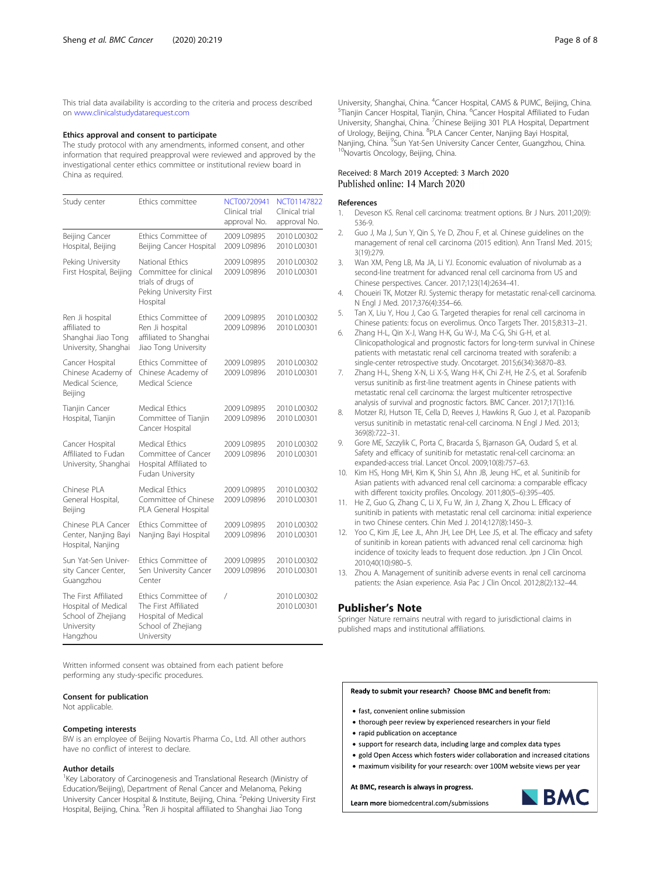This trial data availability is according to the criteria and process described on www.clinicalstudydatarequest.com

### Ethics approval and consent to participate

The study protocol with any amendments, informed consent, and other information that required preapproval were reviewed and approved by the investigational center ethics committee or institutional review board in China as required.

| Study center | Ethics committee | NCT00720941 Clinical trial approval No. | NCT01147822 Clinical trial approval No. |
|---|---|---|---|
| Beijing Cancer Hospital, Beijing | Ethics Committee of Beijing Cancer Hospital | 2009 L09895 2009 L09896 | 2010 L00302 2010 L00301 |
| Peking University First Hospital, Beijing | National Ethics Committee for clinical trials of drugs of Peking University First Hospital | 2009 L09895 2009 L09896 | 2010 L00302 2010 L00301 |
| Ren Ji hospital affiliated to Shanghai Jiao Tong University, Shanghai | Ethics Committee of Ren Ji hospital affiliated to Shanghai Jiao Tong University | 2009 L09895 2009 L09896 | 2010 L00302 2010 L00301 |
| Cancer Hospital Chinese Academy of Medical Science, Beijing | Ethics Committee of Chinese Academy of Medical Science | 2009 L09895 2009 L09896 | 2010 L00302 2010 L00301 |
| Tianjin Cancer Hospital, Tianjin | Medical Ethics Committee of Tianjin Cancer Hospital | 2009 L09895 2009 L09896 | 2010 L00302 2010 L00301 |
| Cancer Hospital Affiliated to Fudan University, Shanghai | Medical Ethics Committee of Cancer Hospital Affiliated to Fudan University | 2009 L09895 2009 L09896 | 2010 L00302 2010 L00301 |
| Chinese PLA General Hospital, Beijing | Medical Ethics Committee of Chinese PLA General Hospital | 2009 L09895 2009 L09896 | 2010 L00302 2010 L00301 |
| Chinese PLA Cancer Center, Nanjing Bayi Hospital, Nanjing | Ethics Committee of Nanjing Bayi Hospital | 2009 L09895 2009 L09896 | 2010 L00302 2010 L00301 |
| Sun Yat-Sen University Cancer Center, Guangzhou | Ethics Committee of Sen University Cancer Center | 2009 L09895 2009 L09896 | 2010 L00302 2010 L00301 |
| The First Affiliated Hospital of Medical School of Zhejiang University Hangzhou | Ethics Committee of The First Affiliated Hospital of Medical School of Zhejiang University | / | 2010 L00302 2010 L00301 |

Written informed consent was obtained from each patient before performing any study-specific procedures.

### Consent for publication

Not applicable.

### Competing interests

BW is an employee of Beijing Novartis Pharma Co., Ltd. All other authors have no conflict of interest to declare.

### Author details

[1]Key Laboratory of Carcinogenesis and Translational Research (Ministry of Education/Beijing), Department of Renal Cancer and Melanoma, Peking University Cancer Hospital & Institute, Beijing, China. [2]Peking University First Hospital, Beijing, China. [3]Ren Ji hospital affiliated to Shanghai Jiao Tong University, Shanghai, China. [4]Cancer Hospital, CAMS & PUMC, Beijing, China. [5]Tianjin Cancer Hospital, Tianjin, China. [6]Cancer Hospital Affiliated to Fudan University, Shanghai, China. [7]Chinese Beijing 301 PLA Hospital, Department of Urology, Beijing, China. [8]PLA Cancer Center, Nanjing Bayi Hospital, Nanjing, China. [9]Sun Yat-Sen University Cancer Center, Guangzhou, China. [10]Novartis Oncology, Beijing, China.

Received: 8 March 2019 Accepted: 3 March 2020
Published online: 14 March 2020

### References

1. Deveson KS. Renal cell carcinoma: treatment options. Br J Nurs. 2011;20(9): 536-9.
2. Guo J, Ma J, Sun Y, Qin S, Ye D, Zhou F, et al. Chinese guidelines on the management of renal cell carcinoma (2015 edition). Ann Transl Med. 2015; 3(19):279.
3. Wan XM, Peng LB, Ma JA, Li YJ. Economic evaluation of nivolumab as a second-line treatment for advanced renal cell carcinoma from US and Chinese perspectives. Cancer. 2017;123(14):2634–41.
4. Choueiri TK, Motzer RJ. Systemic therapy for metastatic renal-cell carcinoma. N Engl J Med. 2017;376(4):354–66.
5. Tan X, Liu Y, Hou J, Cao G. Targeted therapies for renal cell carcinoma in Chinese patients: focus on everolimus. Onco Targets Ther. 2015;8:313–21.
6. Zhang H-L, Qin X-J, Wang H-K, Gu W-J, Ma C-G, Shi G-H, et al. Clinicopathological and prognostic factors for long-term survival in Chinese patients with metastatic renal cell carcinoma treated with sorafenib: a single-center retrospective study. Oncotarget. 2015;6(34):36870–83.
7. Zhang H-L, Sheng X-N, Li X-S, Wang H-K, Chi Z-H, He Z-S, et al. Sorafenib versus sunitinib as first-line treatment agents in Chinese patients with metastatic renal cell carcinoma: the largest multicenter retrospective analysis of survival and prognostic factors. BMC Cancer. 2017;17(1):16.
8. Motzer RJ, Hutson TE, Cella D, Reeves J, Hawkins R, Guo J, et al. Pazopanib versus sunitinib in metastatic renal-cell carcinoma. N Engl J Med. 2013; 369(8):722–31.
9. Gore ME, Szczylik C, Porta C, Bracarda S, Bjarnason GA, Oudard S, et al. Safety and efficacy of sunitinib for metastatic renal-cell carcinoma: an expanded-access trial. Lancet Oncol. 2009;10(8):757–63.
10. Kim HS, Hong MH, Kim K, Shin SJ, Ahn JB, Jeung HC, et al. Sunitinib for Asian patients with advanced renal cell carcinoma: a comparable efficacy with different toxicity profiles. Oncology. 2011;80(5–6):395–405.
11. He Z, Guo G, Zhang C, Li X, Fu W, Jin J, Zhang X, Zhou L. Efficacy of sunitinib in patients with metastatic renal cell carcinoma: initial experience in two Chinese centers. Chin Med J. 2014;127(8):1450–3.
12. Yoo C, Kim JE, Lee JL, Ahn JH, Lee DH, Lee JS, et al. The efficacy and safety of sunitinib in korean patients with advanced renal cell carcinoma: high incidence of toxicity leads to frequent dose reduction. Jpn J Clin Oncol. 2010;40(10):980–5.
13. Zhou A. Management of sunitinib adverse events in renal cell carcinoma patients: the Asian experience. Asia Pac J Clin Oncol. 2012;8(2):132–44.

## Publisher's Note

Springer Nature remains neutral with regard to jurisdictional claims in published maps and institutional affiliations.

**Ready to submit your research? Choose BMC and benefit from:**

- fast, convenient online submission
- thorough peer review by experienced researchers in your field
- rapid publication on acceptance
- support for research data, including large and complex data types
- gold Open Access which fosters wider collaboration and increased citations
- maximum visibility for your research: over 100M website views per year

**At BMC, research is always in progress.**

**Learn more** biomedcentral.com/submissions